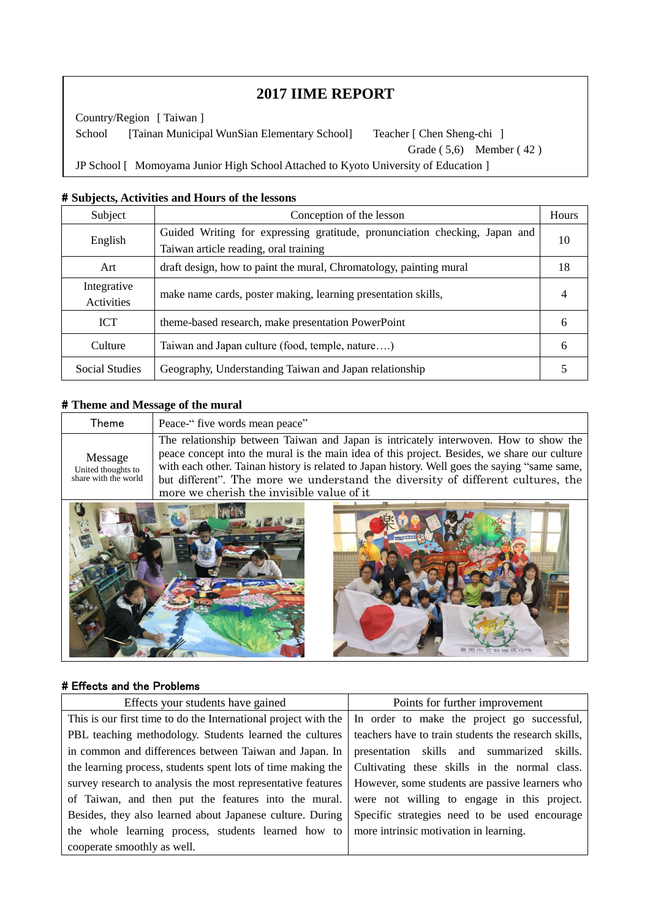# 2017 IIME REPORT

Country/Region [ Taiwan ]

School [Tainan Municipal WunSian Elementary School] Teacher [ Chen Sheng-chi ]

Grade ( 5,6) Member ( 42 )

JP School [ Momoyama Junior High School Attached to Kyoto University of Education ]

## # Subjects, Activities and Hours of the lessons

| Subject | Conception of the lesson | Hours |
|---|---|---|
| English | Guided Writing for expressing gratitude, pronunciation checking, Japan and Taiwan article reading, oral training | 10 |
| Art | draft design, how to paint the mural, Chromatology, painting mural | 18 |
| Integrative Activities | make name cards, poster making, learning presentation skills, | 4 |
| ICT | theme-based research, make presentation PowerPoint | 6 |
| Culture | Taiwan and Japan culture (food, temple, nature….) | 6 |
| Social Studies | Geography, Understanding Taiwan and Japan relationship | 5 |

## # Theme and Message of the mural

| Theme | Peace-" five words mean peace" |
|---|---|
| Message<br>United thoughts to share with the world | The relationship between Taiwan and Japan is intricately interwoven. How to show the peace concept into the mural is the main idea of this project. Besides, we share our culture with each other. Tainan history is related to Japan history. Well goes the saying "same same, but different". The more we understand the diversity of different cultures, the more we cherish the invisible value of it |

## # Effects and the Problems

| Effects your students have gained | Points for further improvement |
|---|---|
| This is our first time to do the International project with the PBL teaching methodology. Students learned the cultures in common and differences between Taiwan and Japan. In the learning process, students spent lots of time making the survey research to analysis the most representative features of Taiwan, and then put the features into the mural. Besides, they also learned about Japanese culture. During the whole learning process, students learned how to cooperate smoothly as well. | In order to make the project go successful, teachers have to train students the research skills, presentation skills and summarized skills. Cultivating these skills in the normal class. However, some students are passive learners who were not willing to engage in this project. Specific strategies need to be used encourage more intrinsic motivation in learning. |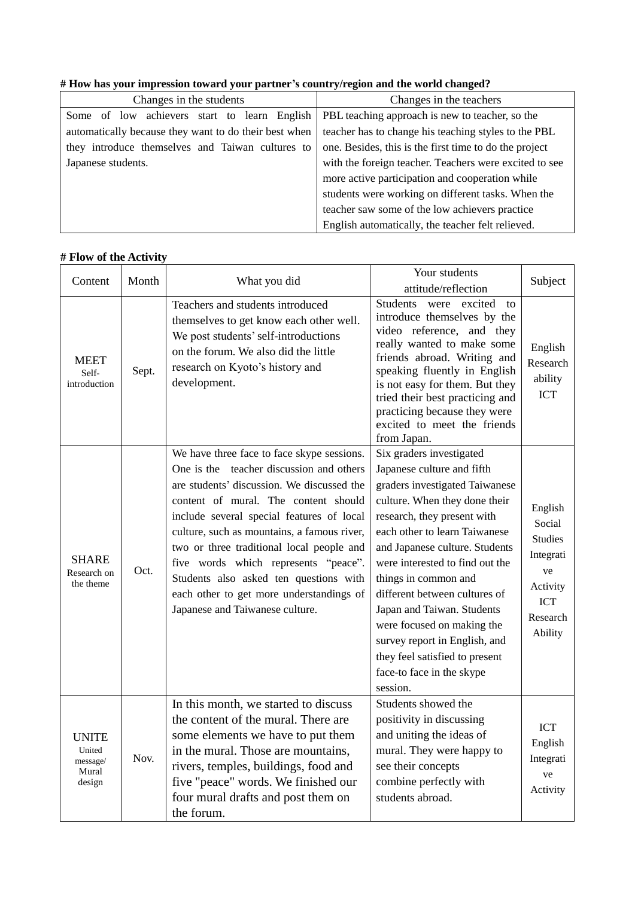# How has your impression toward your partner's country/region and the world changed?

| Changes in the students | Changes in the teachers |
| --- | --- |
| Some of low achievers start to learn English automatically because they want to do their best when they introduce themselves and Taiwan cultures to Japanese students. | PBL teaching approach is new to teacher, so the teacher has to change his teaching styles to the PBL one. Besides, this is the first time to do the project with the foreign teacher. Teachers were excited to see more active participation and cooperation while students were working on different tasks. When the teacher saw some of the low achievers practice English automatically, the teacher felt relieved. |

# Flow of the Activity

| Content | Month | What you did | Your students attitude/reflection | Subject |
| --- | --- | --- | --- | --- |
| MEET Self-introduction | Sept. | Teachers and students introduced themselves to get know each other well. We post students' self-introductions on the forum. We also did the little research on Kyoto's history and development. | Students were excited to introduce themselves by the video reference, and they really wanted to make some friends abroad. Writing and speaking fluently in English is not easy for them. But they tried their best practicing and practicing because they were excited to meet the friends from Japan. | English Research ability ICT |
| SHARE Research on the theme | Oct. | We have three face to face skype sessions. One is the teacher discussion and others are students' discussion. We discussed the content of mural. The content should include several special features of local culture, such as mountains, a famous river, two or three traditional local people and five words which represents "peace". Students also asked ten questions with each other to get more understandings of Japanese and Taiwanese culture. | Six graders investigated Japanese culture and fifth graders investigated Taiwanese culture. When they done their research, they present with each other to learn Taiwanese and Japanese culture. Students were interested to find out the things in common and different between cultures of Japan and Taiwan. Students were focused on making the survey report in English, and they feel satisfied to present face-to face in the skype session. | English Social Studies Integrative Activity ICT Research Ability |
| UNITE United message/ Mural design | Nov. | In this month, we started to discuss the content of the mural. There are some elements we have to put them in the mural. Those are mountains, rivers, temples, buildings, food and five "peace" words. We finished our four mural drafts and post them on the forum. | Students showed the positivity in discussing and uniting the ideas of mural. They were happy to see their concepts combine perfectly with students abroad. | ICT English Integrative Activity |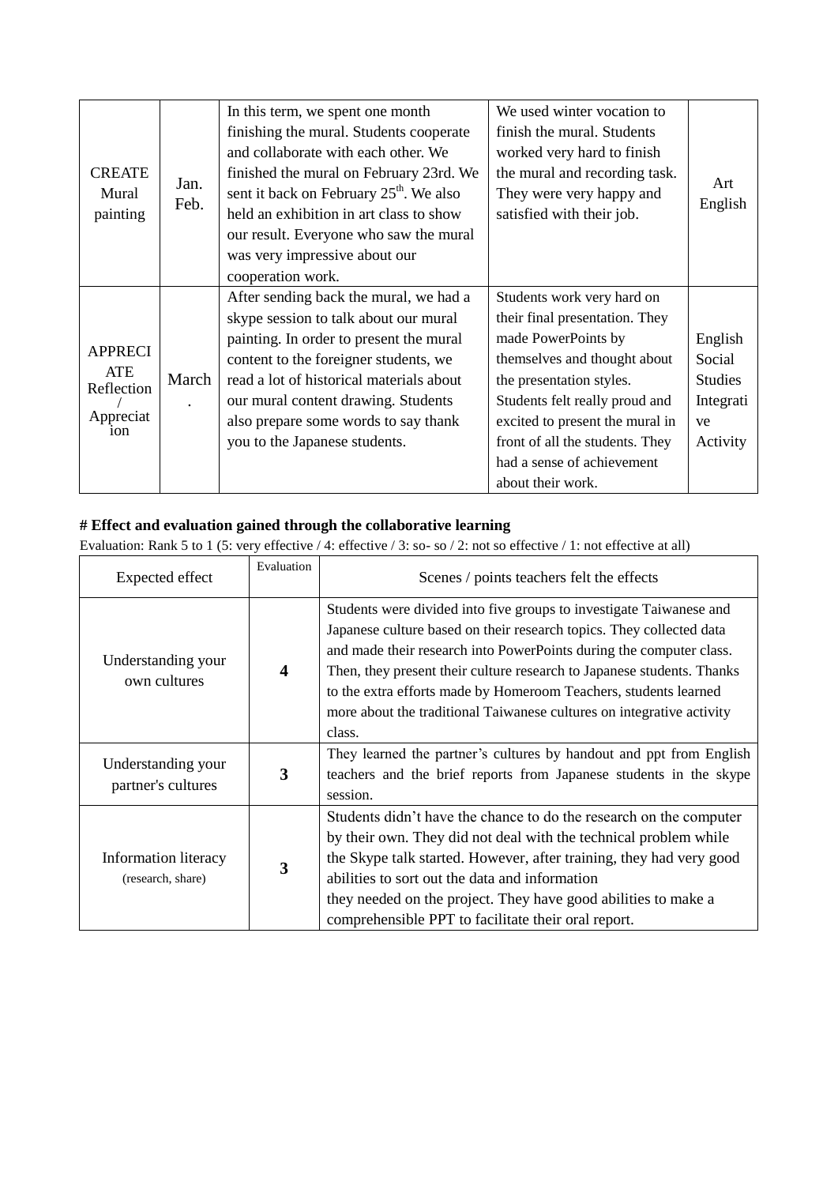| CREATE Mural painting | Jan. Feb. | In this term, we spent one month finishing the mural. Students cooperate and collaborate with each other. We finished the mural on February 23rd. We sent it back on February 25th. We also held an exhibition in art class to show our result. Everyone who saw the mural was very impressive about our cooperation work. | We used winter vocation to finish the mural. Students worked very hard to finish the mural and recording task. They were very happy and satisfied with their job. | Art English |
|---|---|---|---|---|
| APPRECIATE Reflection / Appreciation | March. | After sending back the mural, we had a skype session to talk about our mural painting. In order to present the mural content to the foreigner students, we read a lot of historical materials about our mural content drawing. Students also prepare some words to say thank you to the Japanese students. | Students work very hard on their final presentation. They made PowerPoints by themselves and thought about the presentation styles. Students felt really proud and excited to present the mural in front of all the students. They had a sense of achievement about their work. | English Social Studies Integrative Activity |

**# Effect and evaluation gained through the collaborative learning**

Evaluation: Rank 5 to 1 (5: very effective / 4: effective / 3: so- so / 2: not so effective / 1: not effective at all)

| Expected effect | Evaluation | Scenes / points teachers felt the effects |
|---|---|---|
| Understanding your own cultures | **4** | Students were divided into five groups to investigate Taiwanese and Japanese culture based on their research topics. They collected data and made their research into PowerPoints during the computer class. Then, they present their culture research to Japanese students. Thanks to the extra efforts made by Homeroom Teachers, students learned more about the traditional Taiwanese cultures on integrative activity class. |
| Understanding your partner's cultures | **3** | They learned the partner's cultures by handout and ppt from English teachers and the brief reports from Japanese students in the skype session. |
| Information literacy (research, share) | **3** | Students didn't have the chance to do the research on the computer by their own. They did not deal with the technical problem while the Skype talk started. However, after training, they had very good abilities to sort out the data and information they needed on the project. They have good abilities to make a comprehensible PPT to facilitate their oral report. |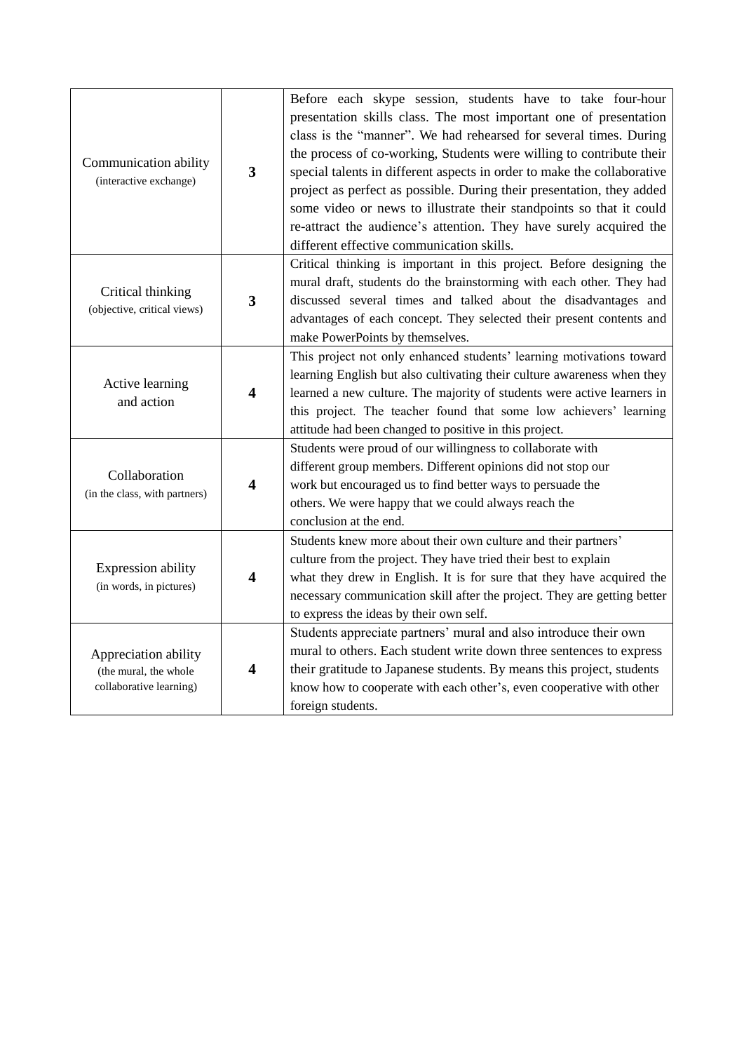| | | |
|---|---|---|
| Communication ability (interactive exchange) | **3** | Before each skype session, students have to take four-hour presentation skills class. The most important one of presentation class is the "manner". We had rehearsed for several times. During the process of co-working, Students were willing to contribute their special talents in different aspects in order to make the collaborative project as perfect as possible. During their presentation, they added some video or news to illustrate their standpoints so that it could re-attract the audience's attention. They have surely acquired the different effective communication skills. |
| Critical thinking (objective, critical views) | **3** | Critical thinking is important in this project. Before designing the mural draft, students do the brainstorming with each other. They had discussed several times and talked about the disadvantages and advantages of each concept. They selected their present contents and make PowerPoints by themselves. |
| Active learning and action | **4** | This project not only enhanced students' learning motivations toward learning English but also cultivating their culture awareness when they learned a new culture. The majority of students were active learners in this project. The teacher found that some low achievers' learning attitude had been changed to positive in this project. |
| Collaboration (in the class, with partners) | **4** | Students were proud of our willingness to collaborate with different group members. Different opinions did not stop our work but encouraged us to find better ways to persuade the others. We were happy that we could always reach the conclusion at the end. |
| Expression ability (in words, in pictures) | **4** | Students knew more about their own culture and their partners' culture from the project. They have tried their best to explain what they drew in English. It is for sure that they have acquired the necessary communication skill after the project. They are getting better to express the ideas by their own self. |
| Appreciation ability (the mural, the whole collaborative learning) | **4** | Students appreciate partners' mural and also introduce their own mural to others. Each student write down three sentences to express their gratitude to Japanese students. By means this project, students know how to cooperate with each other's, even cooperative with other foreign students. |